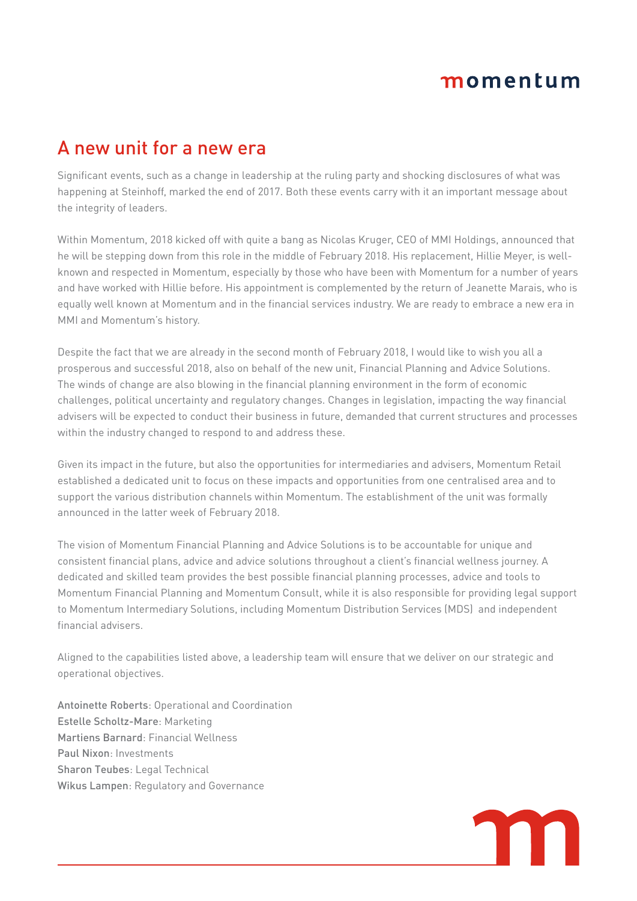# A new unit for a new era

Significant events, such as a change in leadership at the ruling party and shocking disclosures of what was happening at Steinhoff, marked the end of 2017. Both these events carry with it an important message about the integrity of leaders.

Within Momentum, 2018 kicked off with quite a bang as Nicolas Kruger, CEO of MMI Holdings, announced that he will be stepping down from this role in the middle of February 2018. His replacement, Hillie Meyer, is well-known and respected in Momentum, especially by those who have been with Momentum for a number of years and have worked with Hillie before. His appointment is complemented by the return of Jeanette Marais, who is equally well known at Momentum and in the financial services industry. We are ready to embrace a new era in MMI and Momentum's history.

Despite the fact that we are already in the second month of February 2018, I would like to wish you all a prosperous and successful 2018, also on behalf of the new unit, Financial Planning and Advice Solutions. The winds of change are also blowing in the financial planning environment in the form of economic challenges, political uncertainty and regulatory changes. Changes in legislation, impacting the way financial advisers will be expected to conduct their business in future, demanded that current structures and processes within the industry changed to respond to and address these.

Given its impact in the future, but also the opportunities for intermediaries and advisers, Momentum Retail established a dedicated unit to focus on these impacts and opportunities from one centralised area and to support the various distribution channels within Momentum. The establishment of the unit was formally announced in the latter week of February 2018.

The vision of Momentum Financial Planning and Advice Solutions is to be accountable for unique and consistent financial plans, advice and advice solutions throughout a client's financial wellness journey. A dedicated and skilled team provides the best possible financial planning processes, advice and tools to Momentum Financial Planning and Momentum Consult, while it is also responsible for providing legal support to Momentum Intermediary Solutions, including Momentum Distribution Services (MDS) and independent financial advisers.

Aligned to the capabilities listed above, a leadership team will ensure that we deliver on our strategic and operational objectives.

Antoinette Roberts: Operational and Coordination
Estelle Scholtz-Mare: Marketing
Martiens Barnard: Financial Wellness
Paul Nixon: Investments
Sharon Teubes: Legal Technical
Wikus Lampen: Regulatory and Governance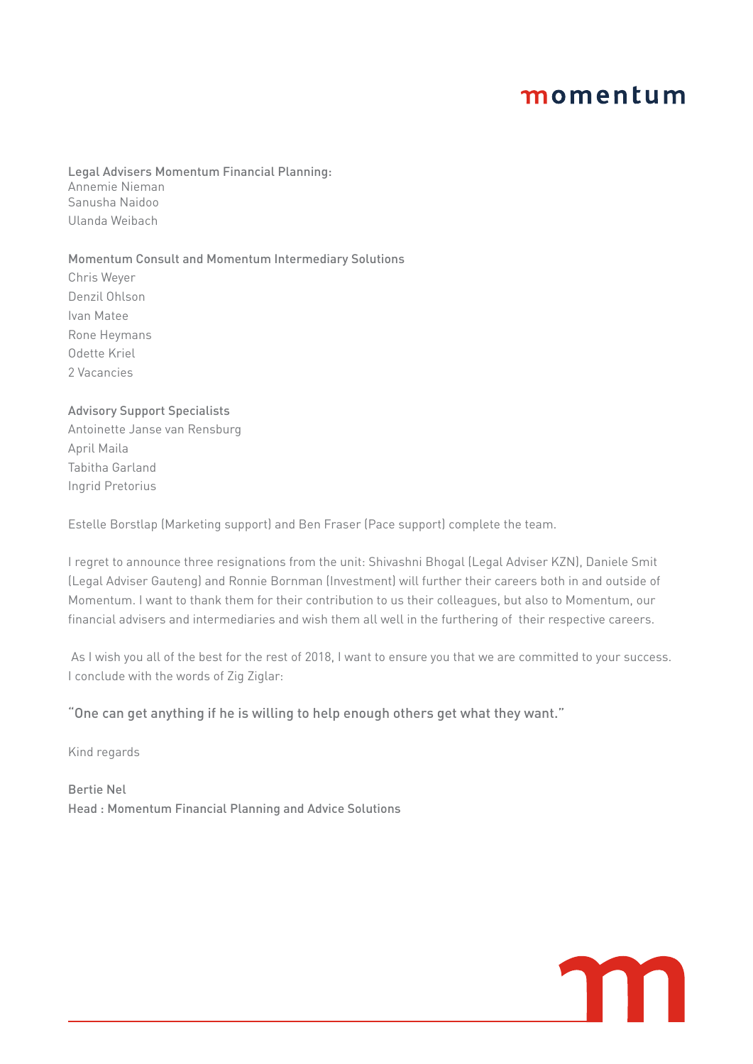Legal Advisers Momentum Financial Planning:
Annemie Nieman
Sanusha Naidoo
Ulanda Weibach

Momentum Consult and Momentum Intermediary Solutions
Chris Weyer
Denzil Ohlson
Ivan Matee
Rone Heymans
Odette Kriel
2 Vacancies

Advisory Support Specialists
Antoinette Janse van Rensburg
April Maila
Tabitha Garland
Ingrid Pretorius

Estelle Borstlap (Marketing support) and Ben Fraser (Pace support) complete the team.

I regret to announce three resignations from the unit: Shivashni Bhogal (Legal Adviser KZN), Daniele Smit (Legal Adviser Gauteng) and Ronnie Bornman (Investment) will further their careers both in and outside of Momentum. I want to thank them for their contribution to us their colleagues, but also to Momentum, our financial advisers and intermediaries and wish them all well in the furthering of their respective careers.

As I wish you all of the best for the rest of 2018, I want to ensure you that we are committed to your success. I conclude with the words of Zig Ziglar:

"One can get anything if he is willing to help enough others get what they want."

Kind regards

Bertie Nel
Head : Momentum Financial Planning and Advice Solutions